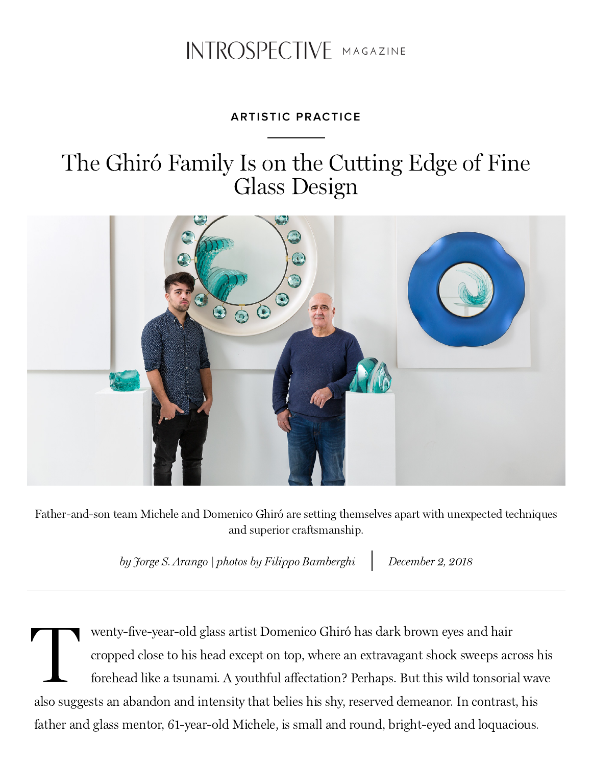INTROSPECTIVE MAGAZINE

ARTISTIC PRACTICE

# The Ghiró Family Is on the Cutting Edge of Fine Glass Design

Father-and-son team Michele and Domenico Ghiró are setting themselves apart with unexpected techniques and superior craftsmanship.

*by Jorge S. Arango | photos by Filippo Bamberghi* | *December 2, 2018*

---

Twenty-five-year-old glass artist Domenico Ghiró has dark brown eyes and hair cropped close to his head except on top, where an extravagant shock sweeps across his forehead like a tsunami. A youthful affectation? Perhaps. But this wild tonsorial wave also suggests an abandon and intensity that belies his shy, reserved demeanor. In contrast, his father and glass mentor, 61-year-old Michele, is small and round, bright-eyed and loquacious.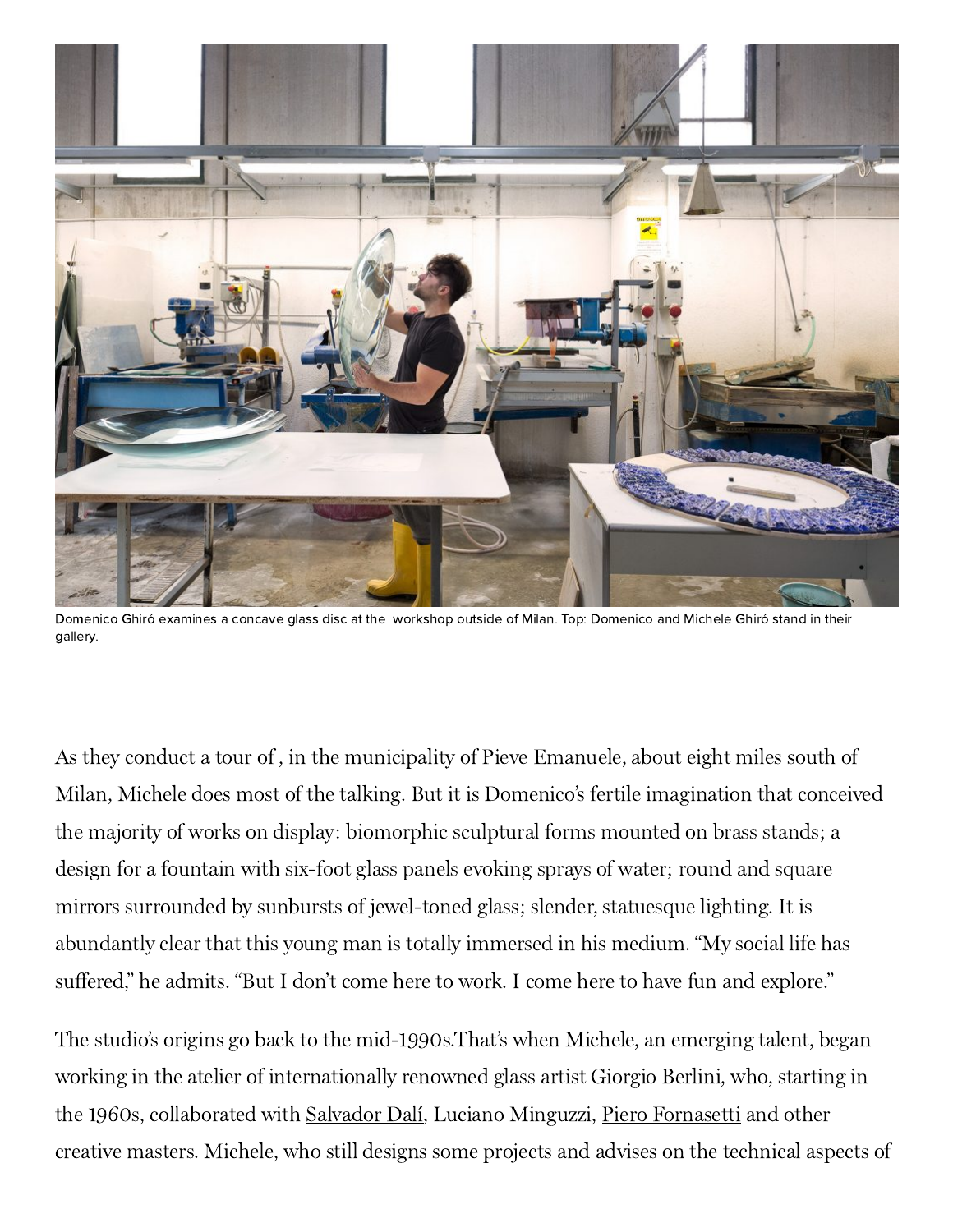Domenico Ghiró examines a concave glass disc at the  workshop outside of Milan. Top: Domenico and Michele Ghiró stand in their gallery.

As they conduct a tour of , in the municipality of Pieve Emanuele, about eight miles south of Milan, Michele does most of the talking. But it is Domenico's fertile imagination that conceived the majority of works on display: biomorphic sculptural forms mounted on brass stands; a design for a fountain with six-foot glass panels evoking sprays of water; round and square mirrors surrounded by sunbursts of jewel-toned glass; slender, statuesque lighting. It is abundantly clear that this young man is totally immersed in his medium. "My social life has suffered," he admits. "But I don't come here to work. I come here to have fun and explore."

The studio's origins go back to the mid-1990s.That's when Michele, an emerging talent, began working in the atelier of internationally renowned glass artist Giorgio Berlini, who, starting in the 1960s, collaborated with Salvador Dalí, Luciano Minguzzi, Piero Fornasetti and other creative masters. Michele, who still designs some projects and advises on the technical aspects of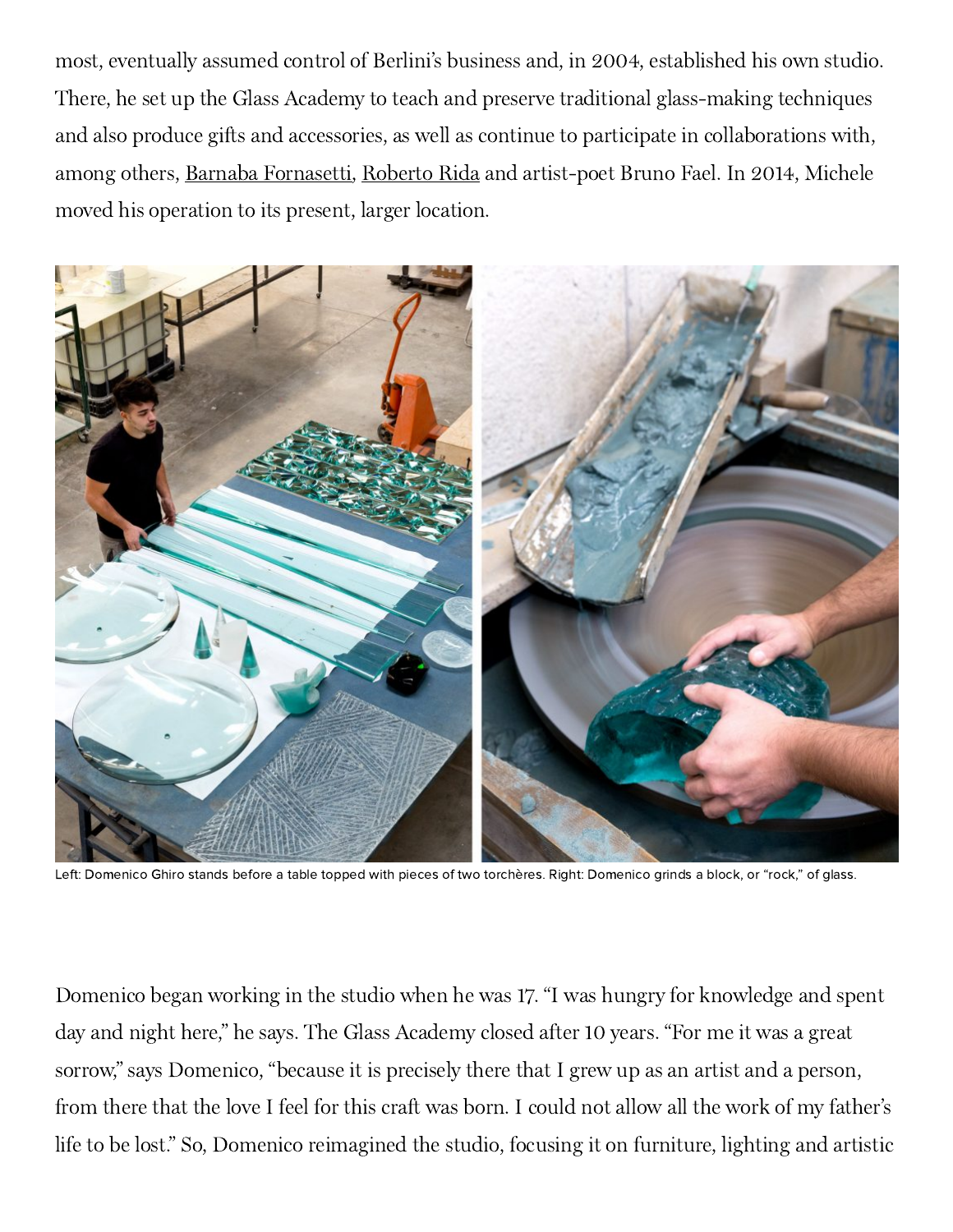most, eventually assumed control of Berlini's business and, in 2004, established his own studio. There, he set up the Glass Academy to teach and preserve traditional glass-making techniques and also produce gifts and accessories, as well as continue to participate in collaborations with, among others, Barnaba Fornasetti, Roberto Rida and artist-poet Bruno Fael. In 2014, Michele moved his operation to its present, larger location.

Left: Domenico Ghiro stands before a table topped with pieces of two torchères. Right: Domenico grinds a block, or "rock," of glass.

Domenico began working in the studio when he was 17. "I was hungry for knowledge and spent day and night here," he says. The Glass Academy closed after 10 years. "For me it was a great sorrow," says Domenico, "because it is precisely there that I grew up as an artist and a person, from there that the love I feel for this craft was born. I could not allow all the work of my father's life to be lost." So, Domenico reimagined the studio, focusing it on furniture, lighting and artistic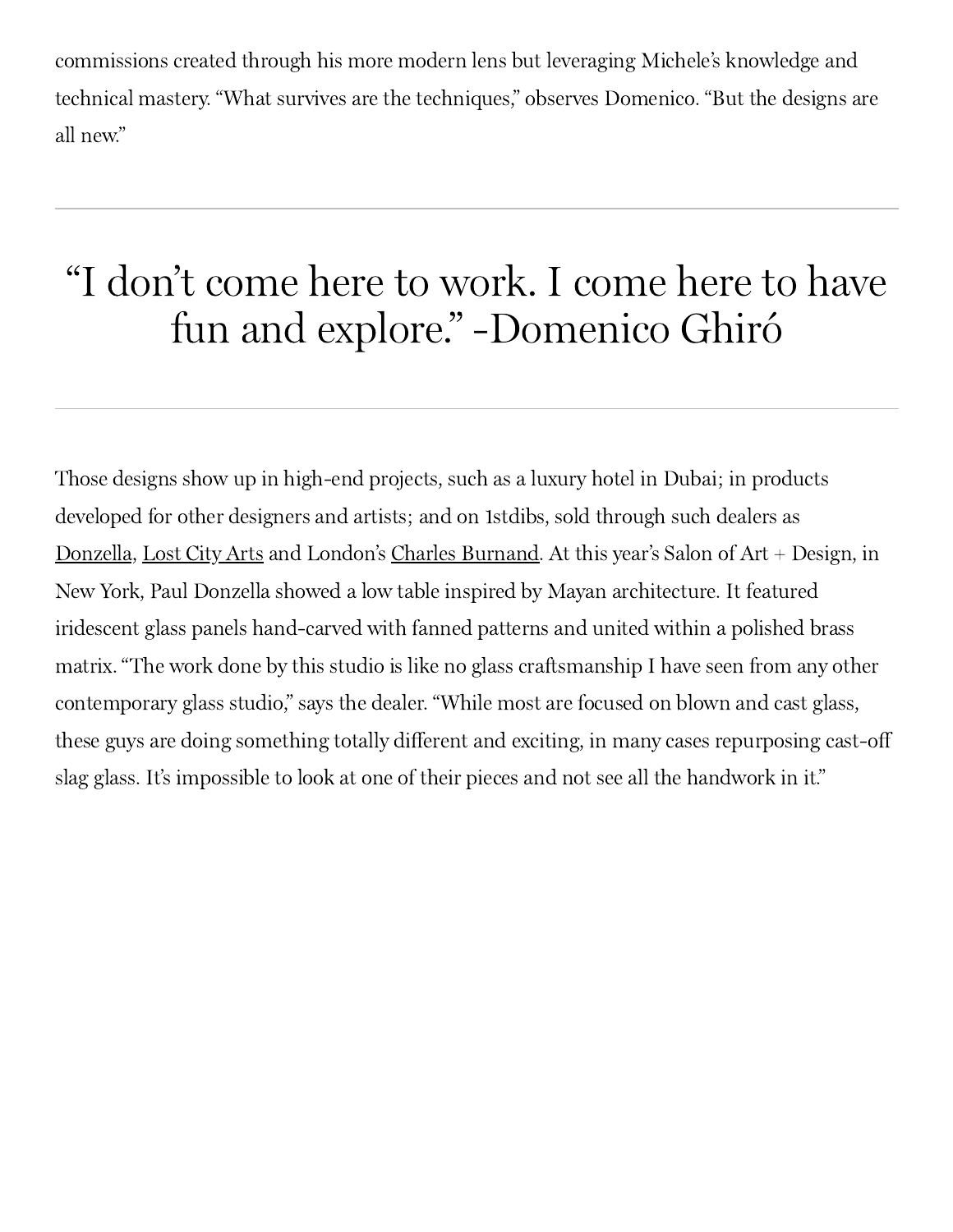commissions created through his more modern lens but leveraging Michele's knowledge and technical mastery. "What survives are the techniques," observes Domenico. "But the designs are all new."

---

> "I don't come here to work. I come here to have fun and explore." -Domenico Ghiró

---

Those designs show up in high-end projects, such as a luxury hotel in Dubai; in products developed for other designers and artists; and on 1stdibs, sold through such dealers as Donzella, Lost City Arts and London's Charles Burnand. At this year's Salon of Art + Design, in New York, Paul Donzella showed a low table inspired by Mayan architecture. It featured iridescent glass panels hand-carved with fanned patterns and united within a polished brass matrix. "The work done by this studio is like no glass craftsmanship I have seen from any other contemporary glass studio," says the dealer. "While most are focused on blown and cast glass, these guys are doing something totally different and exciting, in many cases repurposing cast-off slag glass. It's impossible to look at one of their pieces and not see all the handwork in it."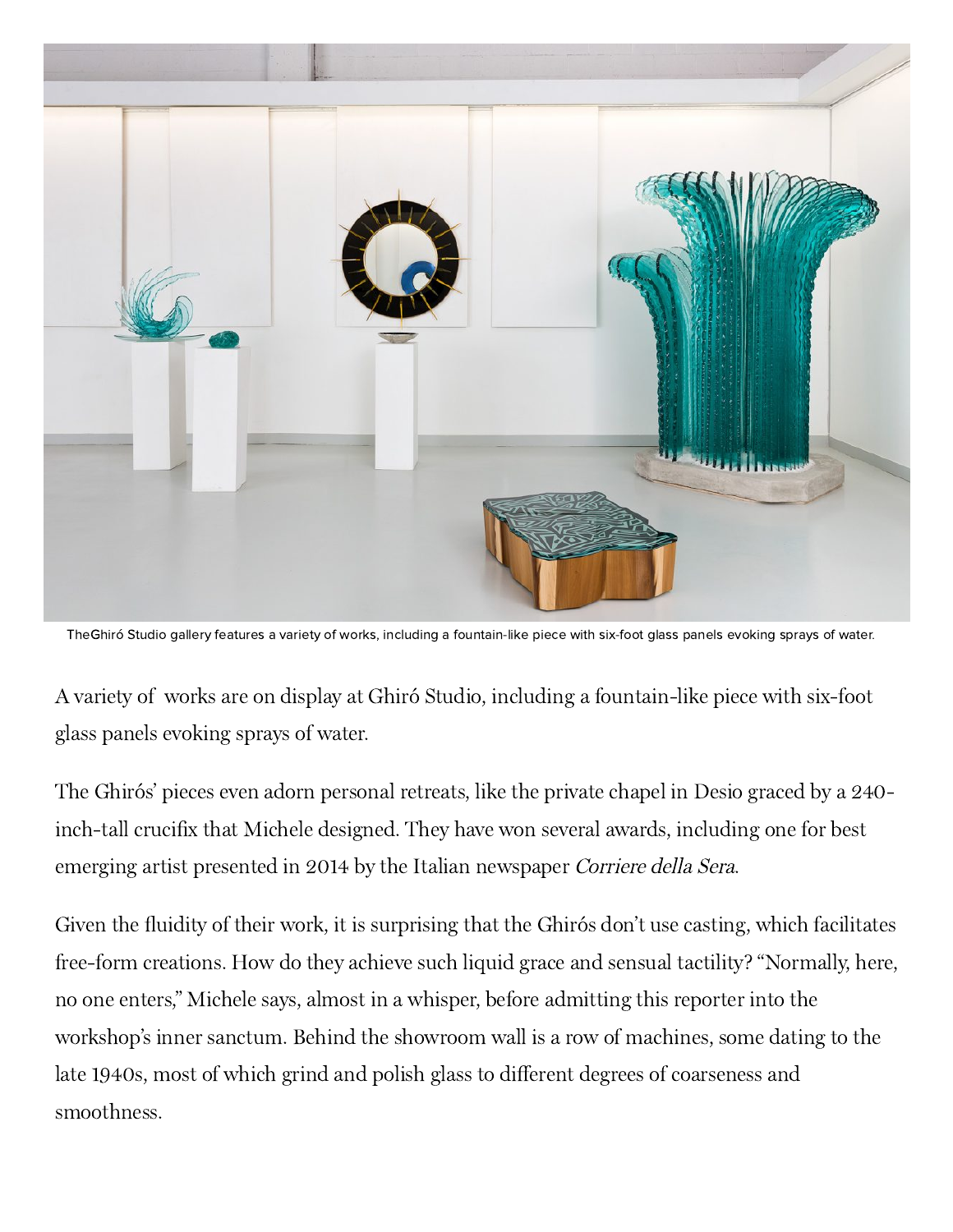TheGhiró Studio gallery features a variety of works, including a fountain-like piece with six-foot glass panels evoking sprays of water.

A variety of  works are on display at Ghiró Studio, including a fountain-like piece with six-foot glass panels evoking sprays of water.

The Ghirós' pieces even adorn personal retreats, like the private chapel in Desio graced by a 240-inch-tall crucifix that Michele designed. They have won several awards, including one for best emerging artist presented in 2014 by the Italian newspaper *Corriere della Sera*.

Given the fluidity of their work, it is surprising that the Ghirós don't use casting, which facilitates free-form creations. How do they achieve such liquid grace and sensual tactility? "Normally, here, no one enters," Michele says, almost in a whisper, before admitting this reporter into the workshop's inner sanctum. Behind the showroom wall is a row of machines, some dating to the late 1940s, most of which grind and polish glass to different degrees of coarseness and smoothness.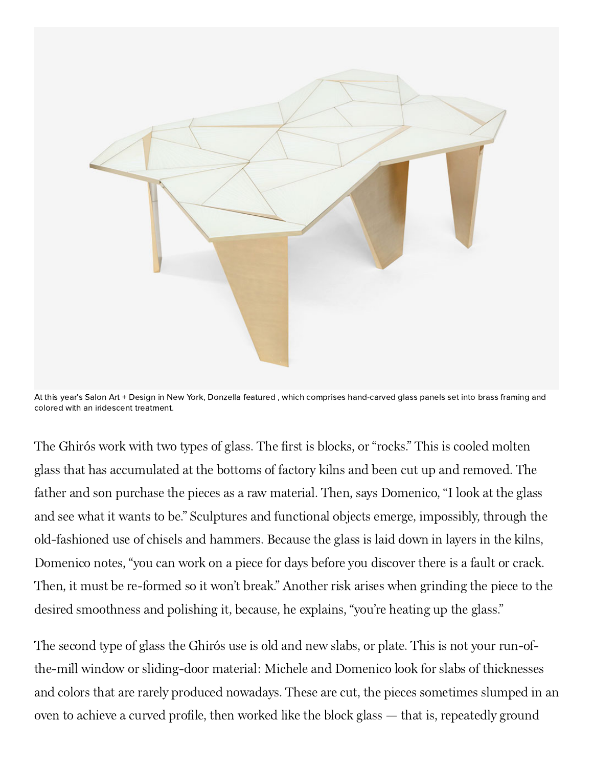At this year's Salon Art + Design in New York, Donzella featured , which comprises hand-carved glass panels set into brass framing and colored with an iridescent treatment.

The Ghirós work with two types of glass. The first is blocks, or "rocks." This is cooled molten glass that has accumulated at the bottoms of factory kilns and been cut up and removed. The father and son purchase the pieces as a raw material. Then, says Domenico, "I look at the glass and see what it wants to be." Sculptures and functional objects emerge, impossibly, through the old-fashioned use of chisels and hammers. Because the glass is laid down in layers in the kilns, Domenico notes, "you can work on a piece for days before you discover there is a fault or crack. Then, it must be re-formed so it won't break." Another risk arises when grinding the piece to the desired smoothness and polishing it, because, he explains, "you're heating up the glass."

The second type of glass the Ghirós use is old and new slabs, or plate. This is not your run-of-the-mill window or sliding-door material: Michele and Domenico look for slabs of thicknesses and colors that are rarely produced nowadays. These are cut, the pieces sometimes slumped in an oven to achieve a curved profile, then worked like the block glass — that is, repeatedly ground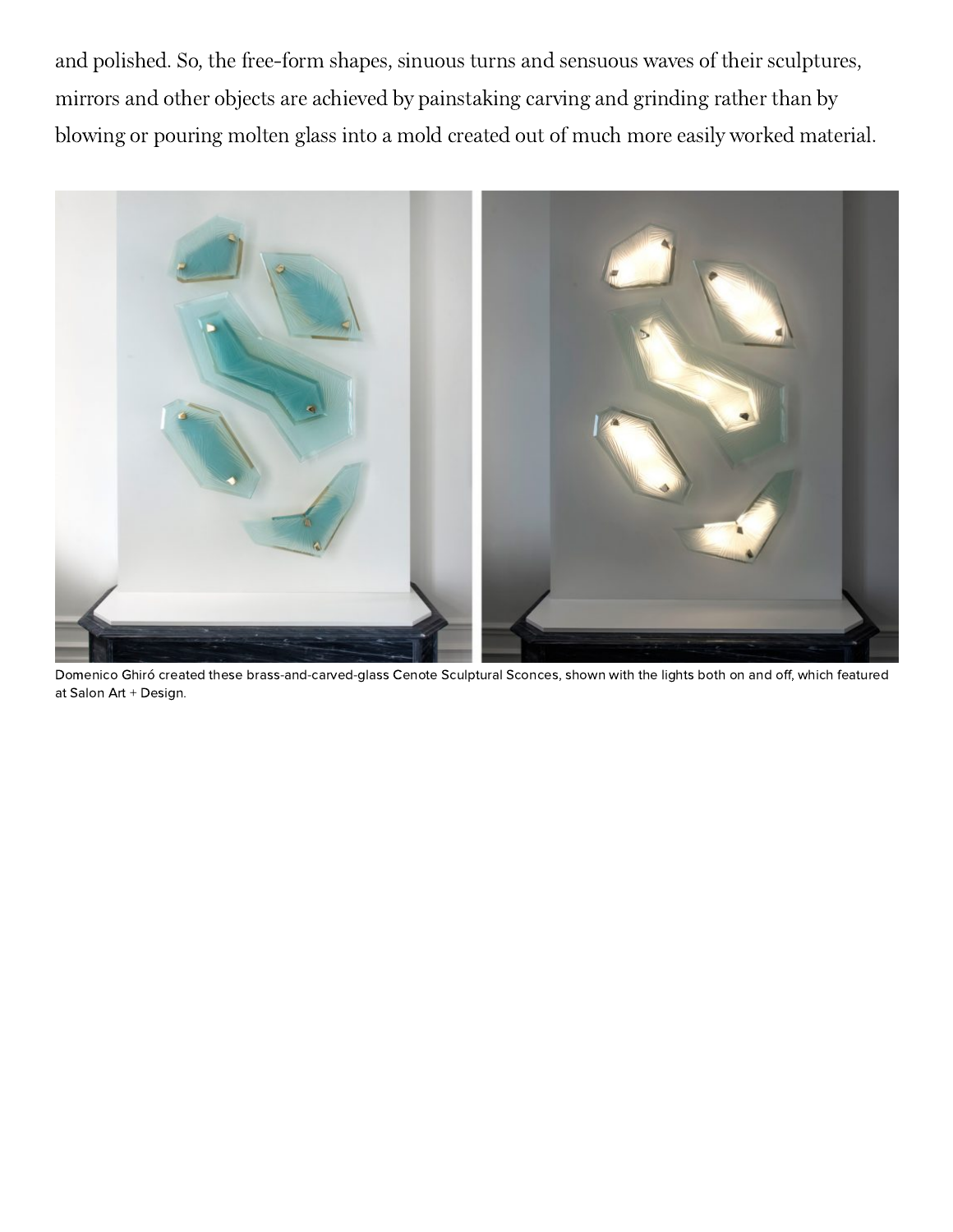and polished. So, the free-form shapes, sinuous turns and sensuous waves of their sculptures, mirrors and other objects are achieved by painstaking carving and grinding rather than by blowing or pouring molten glass into a mold created out of much more easily worked material.

Domenico Ghiró created these brass-and-carved-glass Cenote Sculptural Sconces, shown with the lights both on and off, which featured at Salon Art + Design.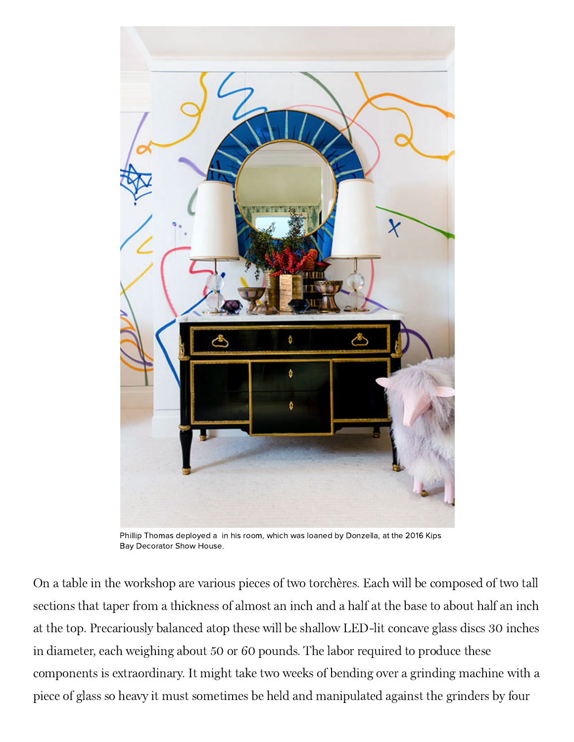Phillip Thomas deployed a  in his room, which was loaned by Donzella, at the 2016 Kips Bay Decorator Show House.

On a table in the workshop are various pieces of two torchères. Each will be composed of two tall sections that taper from a thickness of almost an inch and a half at the base to about half an inch at the top. Precariously balanced atop these will be shallow LED-lit concave glass discs 30 inches in diameter, each weighing about 50 or 60 pounds. The labor required to produce these components is extraordinary. It might take two weeks of bending over a grinding machine with a piece of glass so heavy it must sometimes be held and manipulated against the grinders by four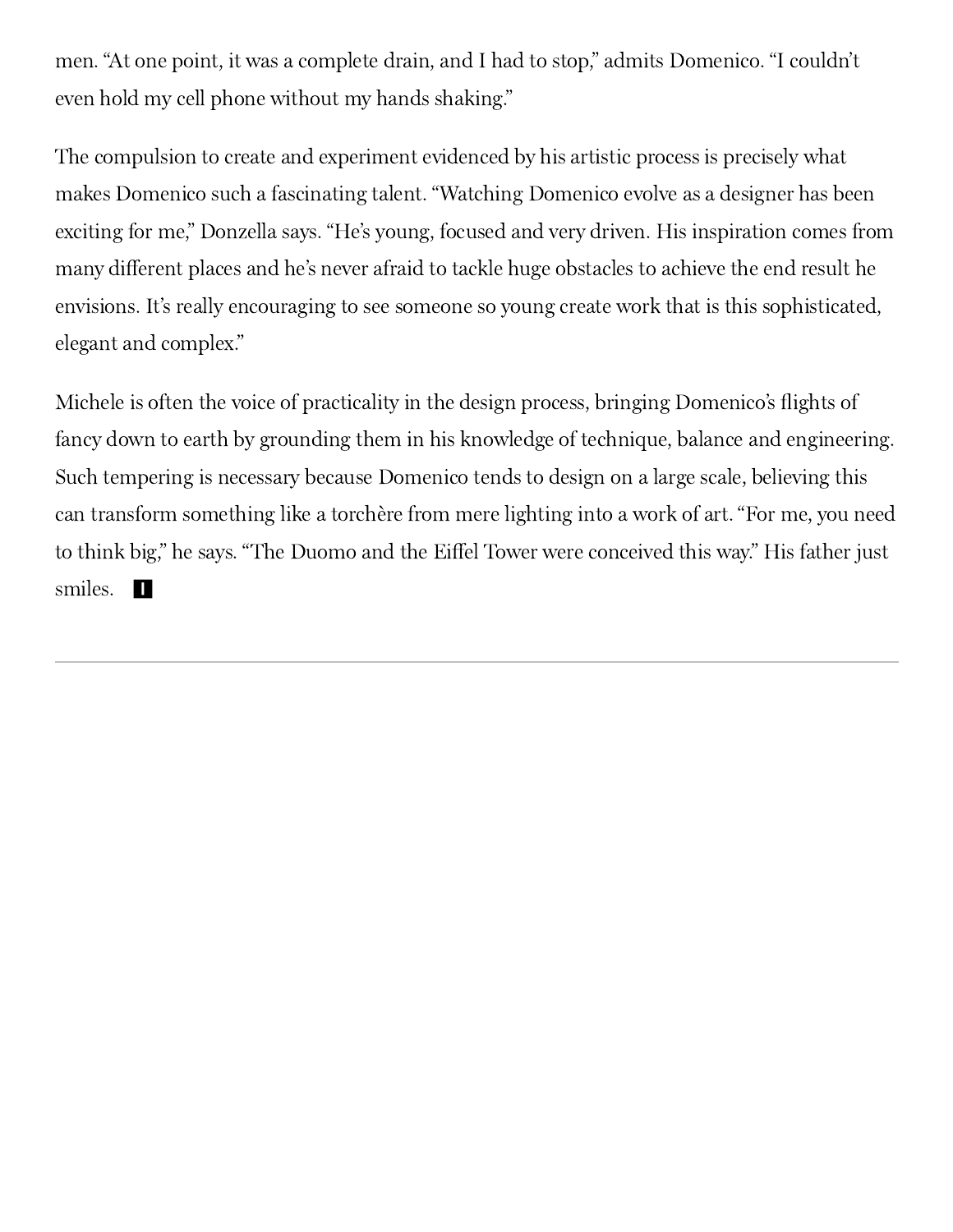men. “At one point, it was a complete drain, and I had to stop,” admits Domenico. “I couldn’t even hold my cell phone without my hands shaking.”

The compulsion to create and experiment evidenced by his artistic process is precisely what makes Domenico such a fascinating talent. “Watching Domenico evolve as a designer has been exciting for me,” Donzella says. “He’s young, focused and very driven. His inspiration comes from many different places and he’s never afraid to tackle huge obstacles to achieve the end result he envisions. It’s really encouraging to see someone so young create work that is this sophisticated, elegant and complex.”

Michele is often the voice of practicality in the design process, bringing Domenico’s flights of fancy down to earth by grounding them in his knowledge of technique, balance and engineering. Such tempering is necessary because Domenico tends to design on a large scale, believing this can transform something like a torchère from mere lighting into a work of art. “For me, you need to think big,” he says. “The Duomo and the Eiffel Tower were conceived this way.” His father just smiles.

---